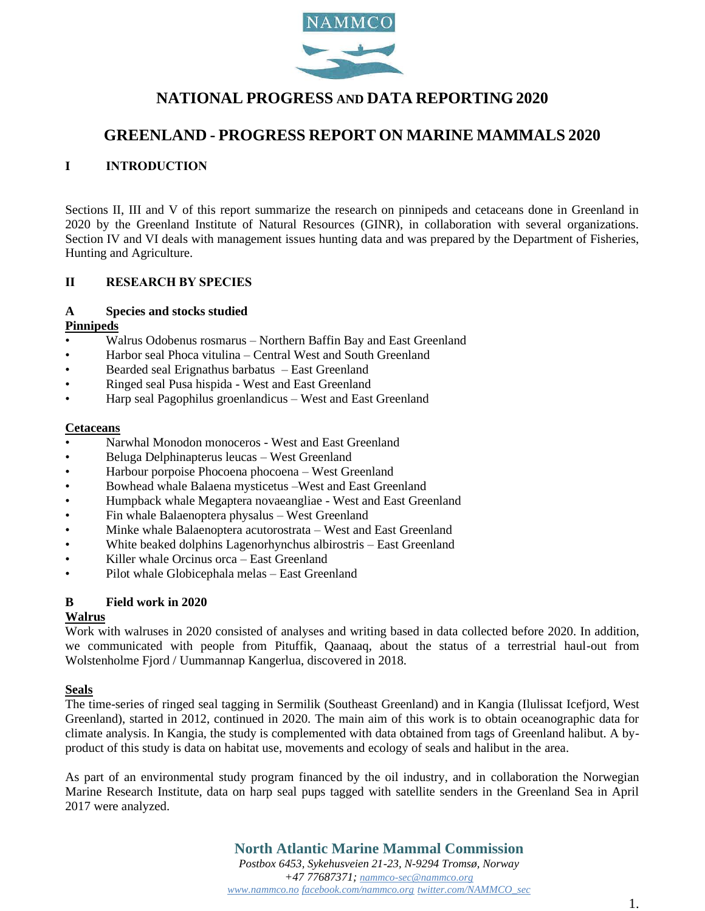# NATIONAL PROGRESS AND DATA REPORTING 2020

# GREENLAND - PROGRESS REPORT ON MARINE MAMMALS 2020

## I INTRODUCTION

Sections II, III and V of this report summarize the research on pinnipeds and cetaceans done in Greenland in 2020 by the Greenland Institute of Natural Resources (GINR), in collaboration with several organizations. Section IV and VI deals with management issues hunting data and was prepared by the Department of Fisheries, Hunting and Agriculture.

## II RESEARCH BY SPECIES

### A Species and stocks studied

**Pinnipeds**

- Walrus Odobenus rosmarus – Northern Baffin Bay and East Greenland
- Harbor seal Phoca vitulina – Central West and South Greenland
- Bearded seal Erignathus barbatus – East Greenland
- Ringed seal Pusa hispida - West and East Greenland
- Harp seal Pagophilus groenlandicus – West and East Greenland

**Cetaceans**

- Narwhal Monodon monoceros - West and East Greenland
- Beluga Delphinapterus leucas – West Greenland
- Harbour porpoise Phocoena phocoena – West Greenland
- Bowhead whale Balaena mysticetus –West and East Greenland
- Humpback whale Megaptera novaeangliae - West and East Greenland
- Fin whale Balaenoptera physalus – West Greenland
- Minke whale Balaenoptera acutorostrata – West and East Greenland
- White beaked dolphins Lagenorhynchus albirostris – East Greenland
- Killer whale Orcinus orca – East Greenland
- Pilot whale Globicephala melas – East Greenland

### B Field work in 2020

**Walrus**

Work with walruses in 2020 consisted of analyses and writing based in data collected before 2020. In addition, we communicated with people from Pituffik, Qaanaaq, about the status of a terrestrial haul-out from Wolstenholme Fjord / Uummannap Kangerlua, discovered in 2018.

**Seals**

The time-series of ringed seal tagging in Sermilik (Southeast Greenland) and in Kangia (Ilulissat Icefjord, West Greenland), started in 2012, continued in 2020. The main aim of this work is to obtain oceanographic data for climate analysis. In Kangia, the study is complemented with data obtained from tags of Greenland halibut. A by-product of this study is data on habitat use, movements and ecology of seals and halibut in the area.

As part of an environmental study program financed by the oil industry, and in collaboration the Norwegian Marine Research Institute, data on harp seal pups tagged with satellite senders in the Greenland Sea in April 2017 were analyzed.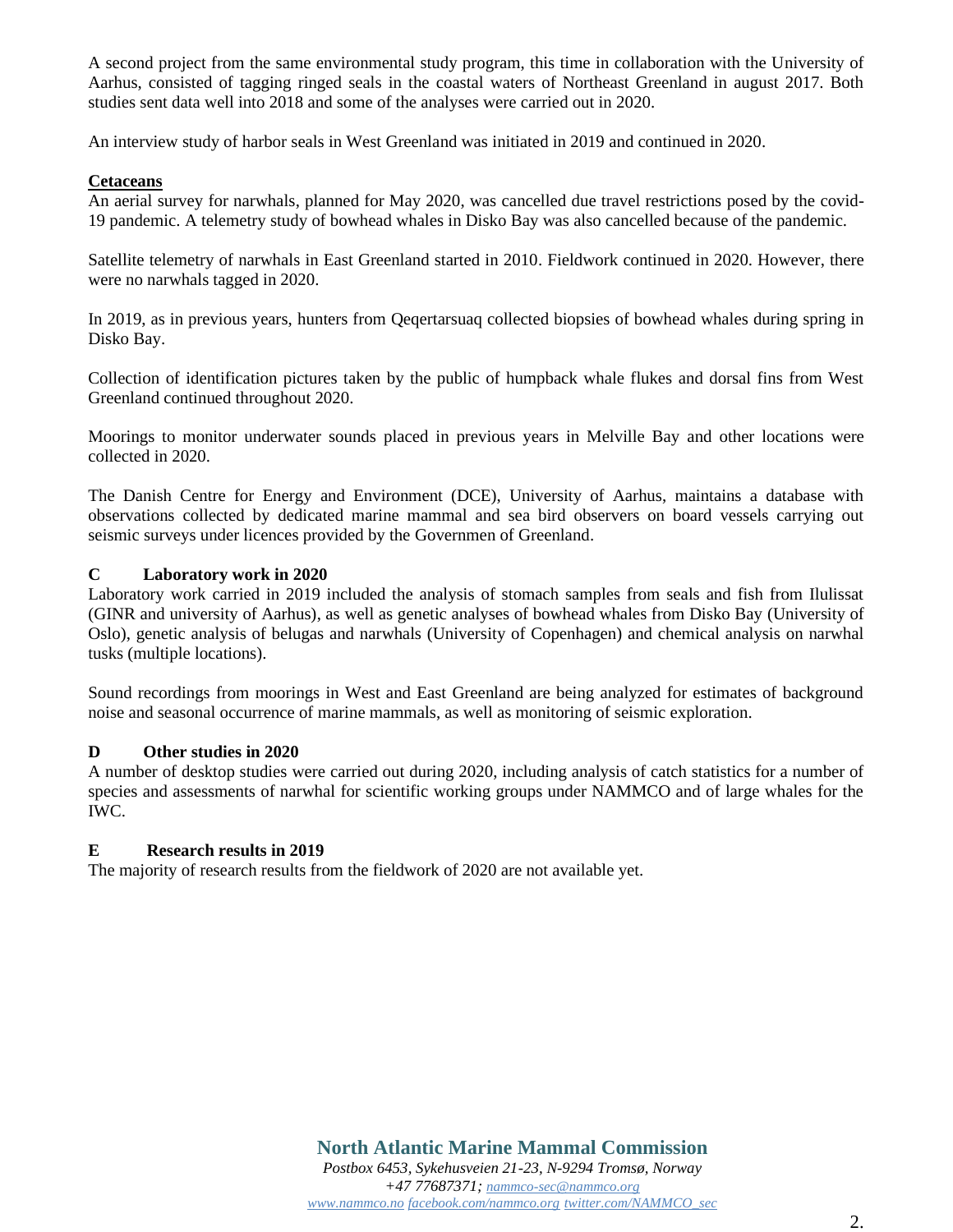A second project from the same environmental study program, this time in collaboration with the University of Aarhus, consisted of tagging ringed seals in the coastal waters of Northeast Greenland in august 2017. Both studies sent data well into 2018 and some of the analyses were carried out in 2020.

An interview study of harbor seals in West Greenland was initiated in 2019 and continued in 2020.

**Cetaceans**

An aerial survey for narwhals, planned for May 2020, was cancelled due travel restrictions posed by the covid-19 pandemic. A telemetry study of bowhead whales in Disko Bay was also cancelled because of the pandemic.

Satellite telemetry of narwhals in East Greenland started in 2010. Fieldwork continued in 2020. However, there were no narwhals tagged in 2020.

In 2019, as in previous years, hunters from Qeqertarsuaq collected biopsies of bowhead whales during spring in Disko Bay.

Collection of identification pictures taken by the public of humpback whale flukes and dorsal fins from West Greenland continued throughout 2020.

Moorings to monitor underwater sounds placed in previous years in Melville Bay and other locations were collected in 2020.

The Danish Centre for Energy and Environment (DCE), University of Aarhus, maintains a database with observations collected by dedicated marine mammal and sea bird observers on board vessels carrying out seismic surveys under licences provided by the Governmen of Greenland.

## C Laboratory work in 2020

Laboratory work carried in 2019 included the analysis of stomach samples from seals and fish from Ilulissat (GINR and university of Aarhus), as well as genetic analyses of bowhead whales from Disko Bay (University of Oslo), genetic analysis of belugas and narwhals (University of Copenhagen) and chemical analysis on narwhal tusks (multiple locations).

Sound recordings from moorings in West and East Greenland are being analyzed for estimates of background noise and seasonal occurrence of marine mammals, as well as monitoring of seismic exploration.

## D Other studies in 2020

A number of desktop studies were carried out during 2020, including analysis of catch statistics for a number of species and assessments of narwhal for scientific working groups under NAMMCO and of large whales for the IWC.

## E Research results in 2019

The majority of research results from the fieldwork of 2020 are not available yet.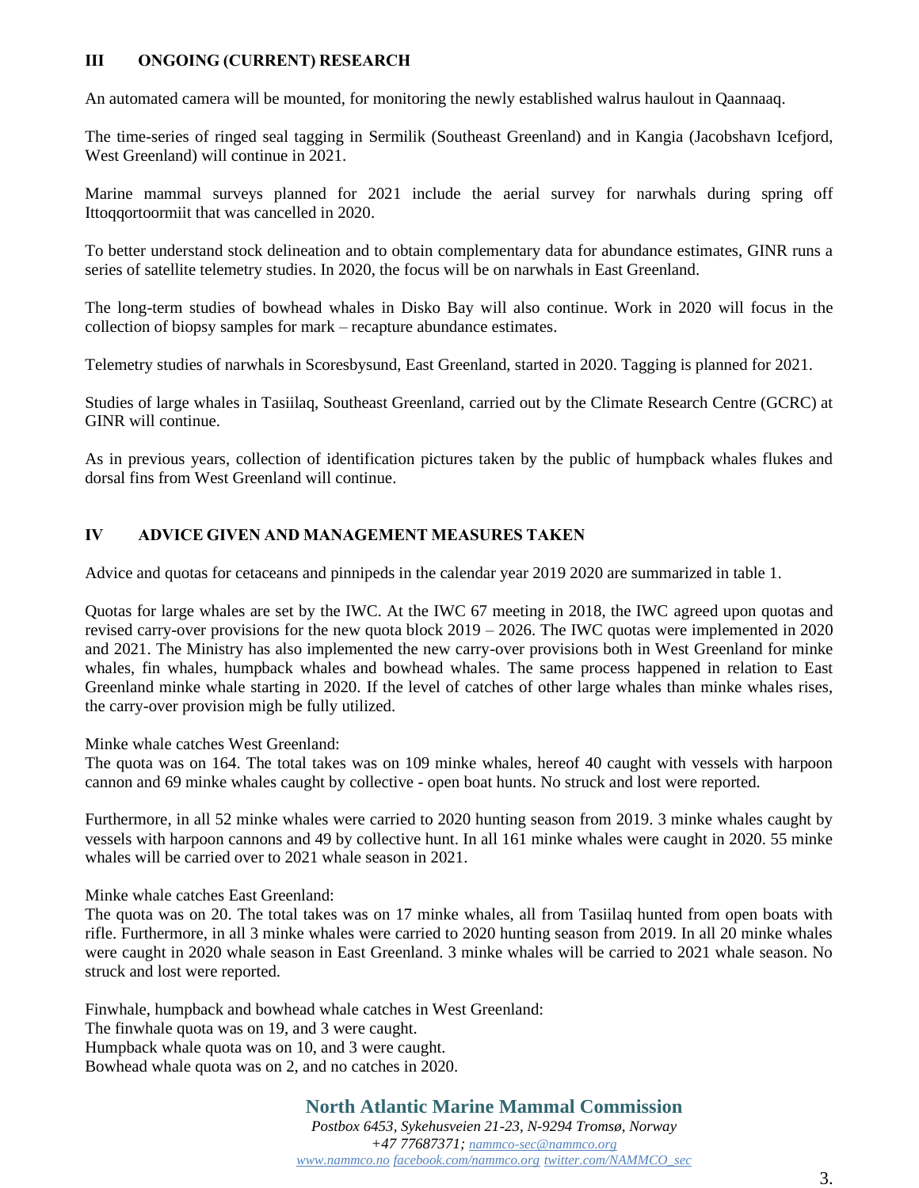## III ONGOING (CURRENT) RESEARCH

An automated camera will be mounted, for monitoring the newly established walrus haulout in Qaannaaq.

The time-series of ringed seal tagging in Sermilik (Southeast Greenland) and in Kangia (Jacobshavn Icefjord, West Greenland) will continue in 2021.

Marine mammal surveys planned for 2021 include the aerial survey for narwhals during spring off Ittoqqortoormiit that was cancelled in 2020.

To better understand stock delineation and to obtain complementary data for abundance estimates, GINR runs a series of satellite telemetry studies. In 2020, the focus will be on narwhals in East Greenland.

The long-term studies of bowhead whales in Disko Bay will also continue. Work in 2020 will focus in the collection of biopsy samples for mark – recapture abundance estimates.

Telemetry studies of narwhals in Scoresbysund, East Greenland, started in 2020. Tagging is planned for 2021.

Studies of large whales in Tasiilaq, Southeast Greenland, carried out by the Climate Research Centre (GCRC) at GINR will continue.

As in previous years, collection of identification pictures taken by the public of humpback whales flukes and dorsal fins from West Greenland will continue.

## IV ADVICE GIVEN AND MANAGEMENT MEASURES TAKEN

Advice and quotas for cetaceans and pinnipeds in the calendar year 2019 2020 are summarized in table 1.

Quotas for large whales are set by the IWC. At the IWC 67 meeting in 2018, the IWC agreed upon quotas and revised carry-over provisions for the new quota block 2019 – 2026. The IWC quotas were implemented in 2020 and 2021. The Ministry has also implemented the new carry-over provisions both in West Greenland for minke whales, fin whales, humpback whales and bowhead whales. The same process happened in relation to East Greenland minke whale starting in 2020. If the level of catches of other large whales than minke whales rises, the carry-over provision migh be fully utilized.

Minke whale catches West Greenland:
The quota was on 164. The total takes was on 109 minke whales, hereof 40 caught with vessels with harpoon cannon and 69 minke whales caught by collective - open boat hunts. No struck and lost were reported.

Furthermore, in all 52 minke whales were carried to 2020 hunting season from 2019. 3 minke whales caught by vessels with harpoon cannons and 49 by collective hunt. In all 161 minke whales were caught in 2020. 55 minke whales will be carried over to 2021 whale season in 2021.

Minke whale catches East Greenland:
The quota was on 20. The total takes was on 17 minke whales, all from Tasiilaq hunted from open boats with rifle. Furthermore, in all 3 minke whales were carried to 2020 hunting season from 2019. In all 20 minke whales were caught in 2020 whale season in East Greenland. 3 minke whales will be carried to 2021 whale season. No struck and lost were reported.

Finwhale, humpback and bowhead whale catches in West Greenland:
The finwhale quota was on 19, and 3 were caught.
Humpback whale quota was on 10, and 3 were caught.
Bowhead whale quota was on 2, and no catches in 2020.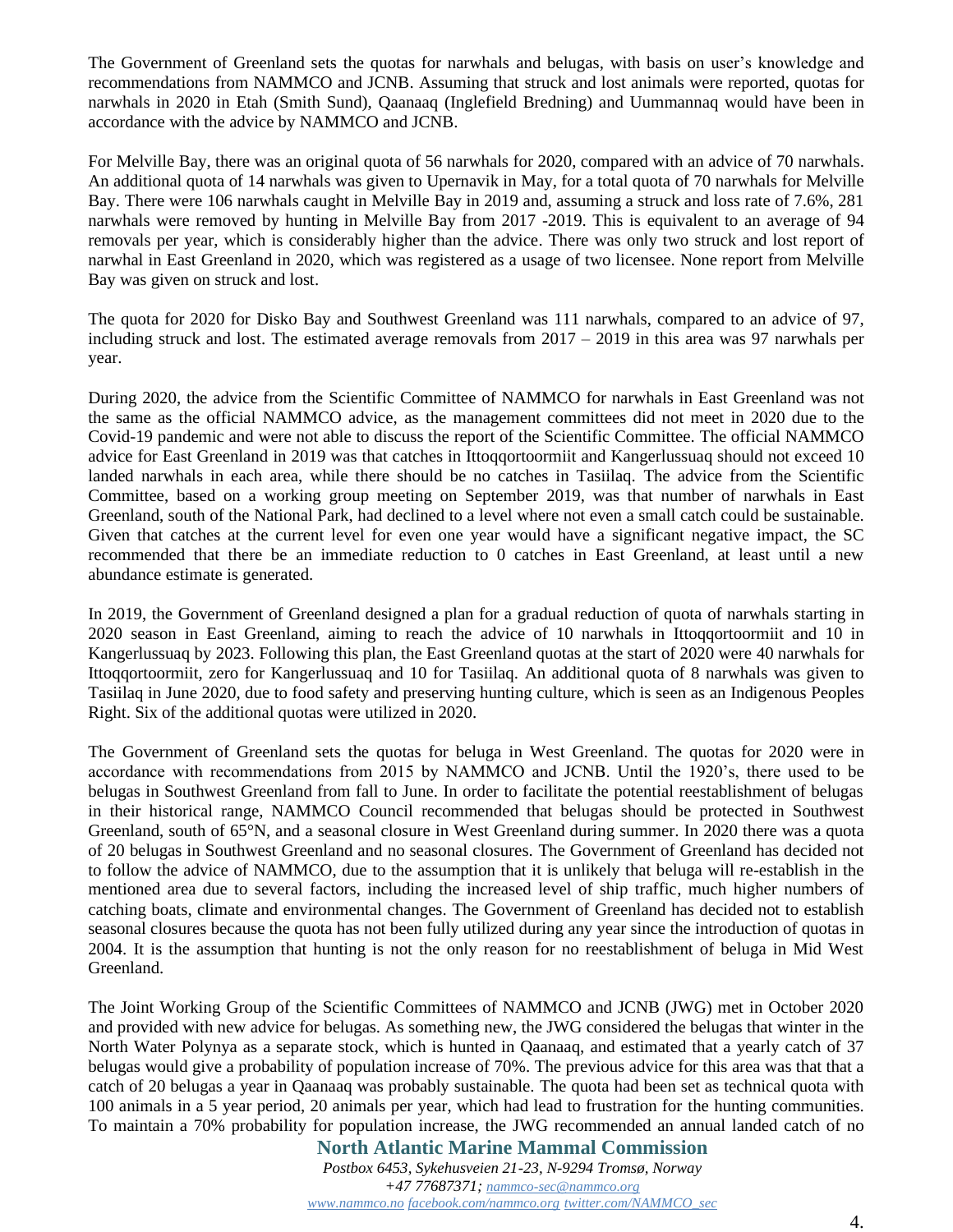The Government of Greenland sets the quotas for narwhals and belugas, with basis on user's knowledge and recommendations from NAMMCO and JCNB. Assuming that struck and lost animals were reported, quotas for narwhals in 2020 in Etah (Smith Sund), Qaanaaq (Inglefield Bredning) and Uummannaq would have been in accordance with the advice by NAMMCO and JCNB.

For Melville Bay, there was an original quota of 56 narwhals for 2020, compared with an advice of 70 narwhals. An additional quota of 14 narwhals was given to Upernavik in May, for a total quota of 70 narwhals for Melville Bay. There were 106 narwhals caught in Melville Bay in 2019 and, assuming a struck and loss rate of 7.6%, 281 narwhals were removed by hunting in Melville Bay from 2017 -2019. This is equivalent to an average of 94 removals per year, which is considerably higher than the advice. There was only two struck and lost report of narwhal in East Greenland in 2020, which was registered as a usage of two licensee. None report from Melville Bay was given on struck and lost.

The quota for 2020 for Disko Bay and Southwest Greenland was 111 narwhals, compared to an advice of 97, including struck and lost. The estimated average removals from 2017 – 2019 in this area was 97 narwhals per year.

During 2020, the advice from the Scientific Committee of NAMMCO for narwhals in East Greenland was not the same as the official NAMMCO advice, as the management committees did not meet in 2020 due to the Covid-19 pandemic and were not able to discuss the report of the Scientific Committee. The official NAMMCO advice for East Greenland in 2019 was that catches in Ittoqqortoormiit and Kangerlussuaq should not exceed 10 landed narwhals in each area, while there should be no catches in Tasiilaq. The advice from the Scientific Committee, based on a working group meeting on September 2019, was that number of narwhals in East Greenland, south of the National Park, had declined to a level where not even a small catch could be sustainable. Given that catches at the current level for even one year would have a significant negative impact, the SC recommended that there be an immediate reduction to 0 catches in East Greenland, at least until a new abundance estimate is generated.

In 2019, the Government of Greenland designed a plan for a gradual reduction of quota of narwhals starting in 2020 season in East Greenland, aiming to reach the advice of 10 narwhals in Ittoqqortoormiit and 10 in Kangerlussuaq by 2023. Following this plan, the East Greenland quotas at the start of 2020 were 40 narwhals for Ittoqqortoormiit, zero for Kangerlussuaq and 10 for Tasiilaq. An additional quota of 8 narwhals was given to Tasiilaq in June 2020, due to food safety and preserving hunting culture, which is seen as an Indigenous Peoples Right. Six of the additional quotas were utilized in 2020.

The Government of Greenland sets the quotas for beluga in West Greenland. The quotas for 2020 were in accordance with recommendations from 2015 by NAMMCO and JCNB. Until the 1920's, there used to be belugas in Southwest Greenland from fall to June. In order to facilitate the potential reestablishment of belugas in their historical range, NAMMCO Council recommended that belugas should be protected in Southwest Greenland, south of 65°N, and a seasonal closure in West Greenland during summer. In 2020 there was a quota of 20 belugas in Southwest Greenland and no seasonal closures. The Government of Greenland has decided not to follow the advice of NAMMCO, due to the assumption that it is unlikely that beluga will re-establish in the mentioned area due to several factors, including the increased level of ship traffic, much higher numbers of catching boats, climate and environmental changes. The Government of Greenland has decided not to establish seasonal closures because the quota has not been fully utilized during any year since the introduction of quotas in 2004. It is the assumption that hunting is not the only reason for no reestablishment of beluga in Mid West Greenland.

The Joint Working Group of the Scientific Committees of NAMMCO and JCNB (JWG) met in October 2020 and provided with new advice for belugas. As something new, the JWG considered the belugas that winter in the North Water Polynya as a separate stock, which is hunted in Qaanaaq, and estimated that a yearly catch of 37 belugas would give a probability of population increase of 70%. The previous advice for this area was that that a catch of 20 belugas a year in Qaanaaq was probably sustainable. The quota had been set as technical quota with 100 animals in a 5 year period, 20 animals per year, which had lead to frustration for the hunting communities. To maintain a 70% probability for population increase, the JWG recommended an annual landed catch of no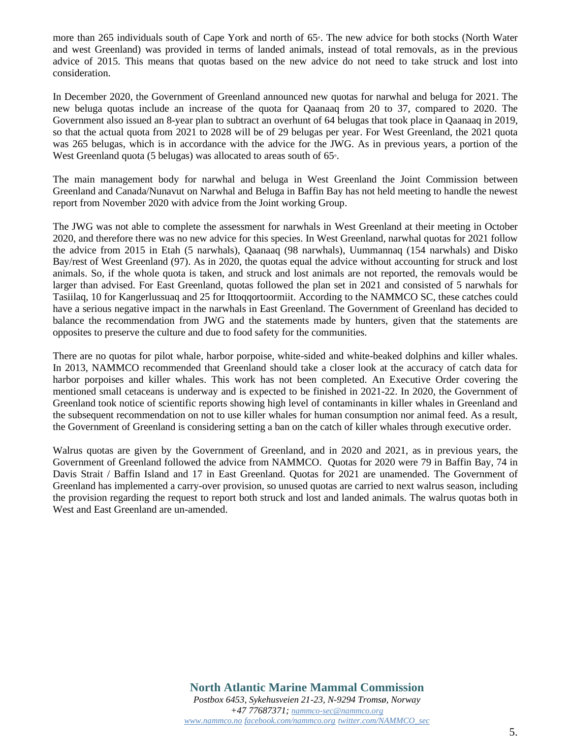more than 265 individuals south of Cape York and north of 65◦. The new advice for both stocks (North Water and west Greenland) was provided in terms of landed animals, instead of total removals, as in the previous advice of 2015. This means that quotas based on the new advice do not need to take struck and lost into consideration.

In December 2020, the Government of Greenland announced new quotas for narwhal and beluga for 2021. The new beluga quotas include an increase of the quota for Qaanaaq from 20 to 37, compared to 2020. The Government also issued an 8-year plan to subtract an overhunt of 64 belugas that took place in Qaanaaq in 2019, so that the actual quota from 2021 to 2028 will be of 29 belugas per year. For West Greenland, the 2021 quota was 265 belugas, which is in accordance with the advice for the JWG. As in previous years, a portion of the West Greenland quota (5 belugas) was allocated to areas south of 65◦.

The main management body for narwhal and beluga in West Greenland the Joint Commission between Greenland and Canada/Nunavut on Narwhal and Beluga in Baffin Bay has not held meeting to handle the newest report from November 2020 with advice from the Joint working Group.

The JWG was not able to complete the assessment for narwhals in West Greenland at their meeting in October 2020, and therefore there was no new advice for this species. In West Greenland, narwhal quotas for 2021 follow the advice from 2015 in Etah (5 narwhals), Qaanaaq (98 narwhals), Uummannaq (154 narwhals) and Disko Bay/rest of West Greenland (97). As in 2020, the quotas equal the advice without accounting for struck and lost animals. So, if the whole quota is taken, and struck and lost animals are not reported, the removals would be larger than advised. For East Greenland, quotas followed the plan set in 2021 and consisted of 5 narwhals for Tasiilaq, 10 for Kangerlussuaq and 25 for Ittoqqortoormiit. According to the NAMMCO SC, these catches could have a serious negative impact in the narwhals in East Greenland. The Government of Greenland has decided to balance the recommendation from JWG and the statements made by hunters, given that the statements are opposites to preserve the culture and due to food safety for the communities.

There are no quotas for pilot whale, harbor porpoise, white-sided and white-beaked dolphins and killer whales. In 2013, NAMMCO recommended that Greenland should take a closer look at the accuracy of catch data for harbor porpoises and killer whales. This work has not been completed. An Executive Order covering the mentioned small cetaceans is underway and is expected to be finished in 2021-22. In 2020, the Government of Greenland took notice of scientific reports showing high level of contaminants in killer whales in Greenland and the subsequent recommendation on not to use killer whales for human consumption nor animal feed. As a result, the Government of Greenland is considering setting a ban on the catch of killer whales through executive order.

Walrus quotas are given by the Government of Greenland, and in 2020 and 2021, as in previous years, the Government of Greenland followed the advice from NAMMCO. Quotas for 2020 were 79 in Baffin Bay, 74 in Davis Strait / Baffin Island and 17 in East Greenland. Quotas for 2021 are unamended. The Government of Greenland has implemented a carry-over provision, so unused quotas are carried to next walrus season, including the provision regarding the request to report both struck and lost and landed animals. The walrus quotas both in West and East Greenland are un-amended.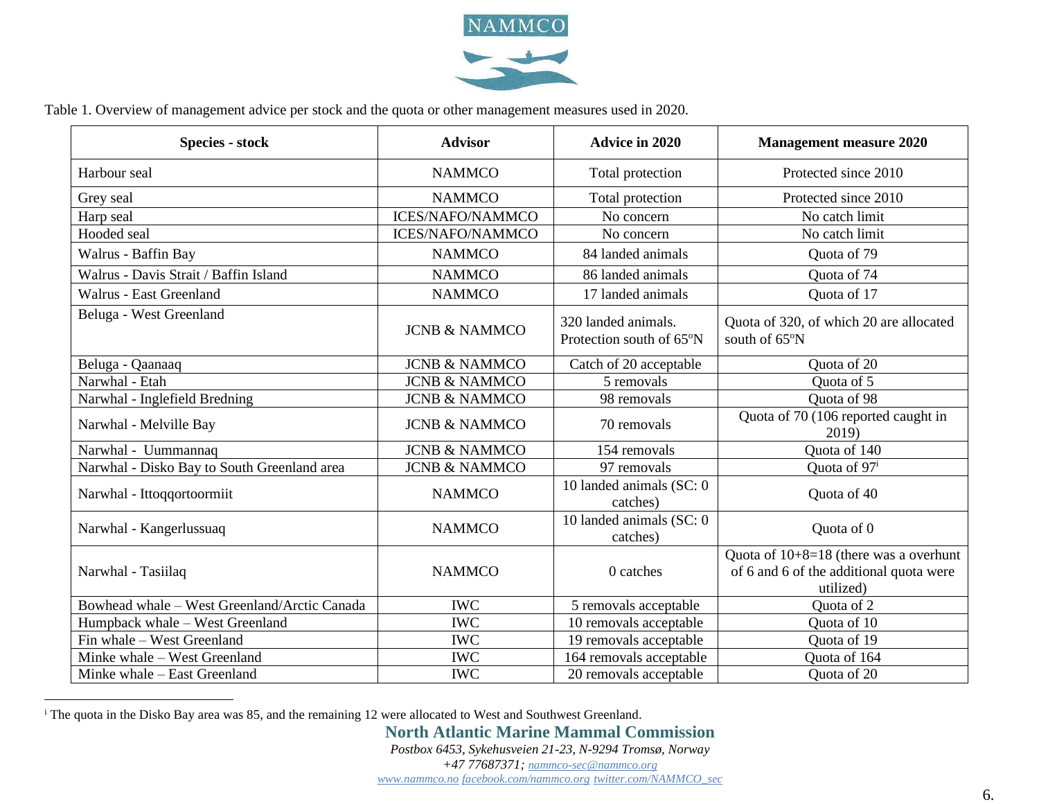Table 1. Overview of management advice per stock and the quota or other management measures used in 2020.

| Species - stock | Advisor | Advice in 2020 | Management measure 2020 |
|---|---|---|---|
| Harbour seal | NAMMCO | Total protection | Protected since 2010 |
| Grey seal | NAMMCO | Total protection | Protected since 2010 |
| Harp seal | ICES/NAFO/NAMMCO | No concern | No catch limit |
| Hooded seal | ICES/NAFO/NAMMCO | No concern | No catch limit |
| Walrus - Baffin Bay | NAMMCO | 84 landed animals | Quota of 79 |
| Walrus - Davis Strait / Baffin Island | NAMMCO | 86 landed animals | Quota of 74 |
| Walrus - East Greenland | NAMMCO | 17 landed animals | Quota of 17 |
| Beluga - West Greenland | JCNB & NAMMCO | 320 landed animals. Protection south of 65ºN | Quota of 320, of which 20 are allocated south of 65ºN |
| Beluga - Qaanaaq | JCNB & NAMMCO | Catch of 20 acceptable | Quota of 20 |
| Narwhal - Etah | JCNB & NAMMCO | 5 removals | Quota of 5 |
| Narwhal - Inglefield Bredning | JCNB & NAMMCO | 98 removals | Quota of 98 |
| Narwhal - Melville Bay | JCNB & NAMMCO | 70 removals | Quota of 70 (106 reported caught in 2019) |
| Narwhal - Uummannaq | JCNB & NAMMCO | 154 removals | Quota of 140 |
| Narwhal - Disko Bay to South Greenland area | JCNB & NAMMCO | 97 removals | Quota of 97[i] |
| Narwhal - Ittoqqortoormiit | NAMMCO | 10 landed animals (SC: 0 catches) | Quota of 40 |
| Narwhal - Kangerlussuaq | NAMMCO | 10 landed animals (SC: 0 catches) | Quota of 0 |
| Narwhal - Tasiilaq | NAMMCO | 0 catches | Quota of 10+8=18 (there was a overhunt of 6 and 6 of the additional quota were utilized) |
| Bowhead whale – West Greenland/Arctic Canada | IWC | 5 removals acceptable | Quota of 2 |
| Humpback whale – West Greenland | IWC | 10 removals acceptable | Quota of 10 |
| Fin whale – West Greenland | IWC | 19 removals acceptable | Quota of 19 |
| Minke whale – West Greenland | IWC | 164 removals acceptable | Quota of 164 |
| Minke whale – East Greenland | IWC | 20 removals acceptable | Quota of 20 |

[i] The quota in the Disko Bay area was 85, and the remaining 12 were allocated to West and Southwest Greenland.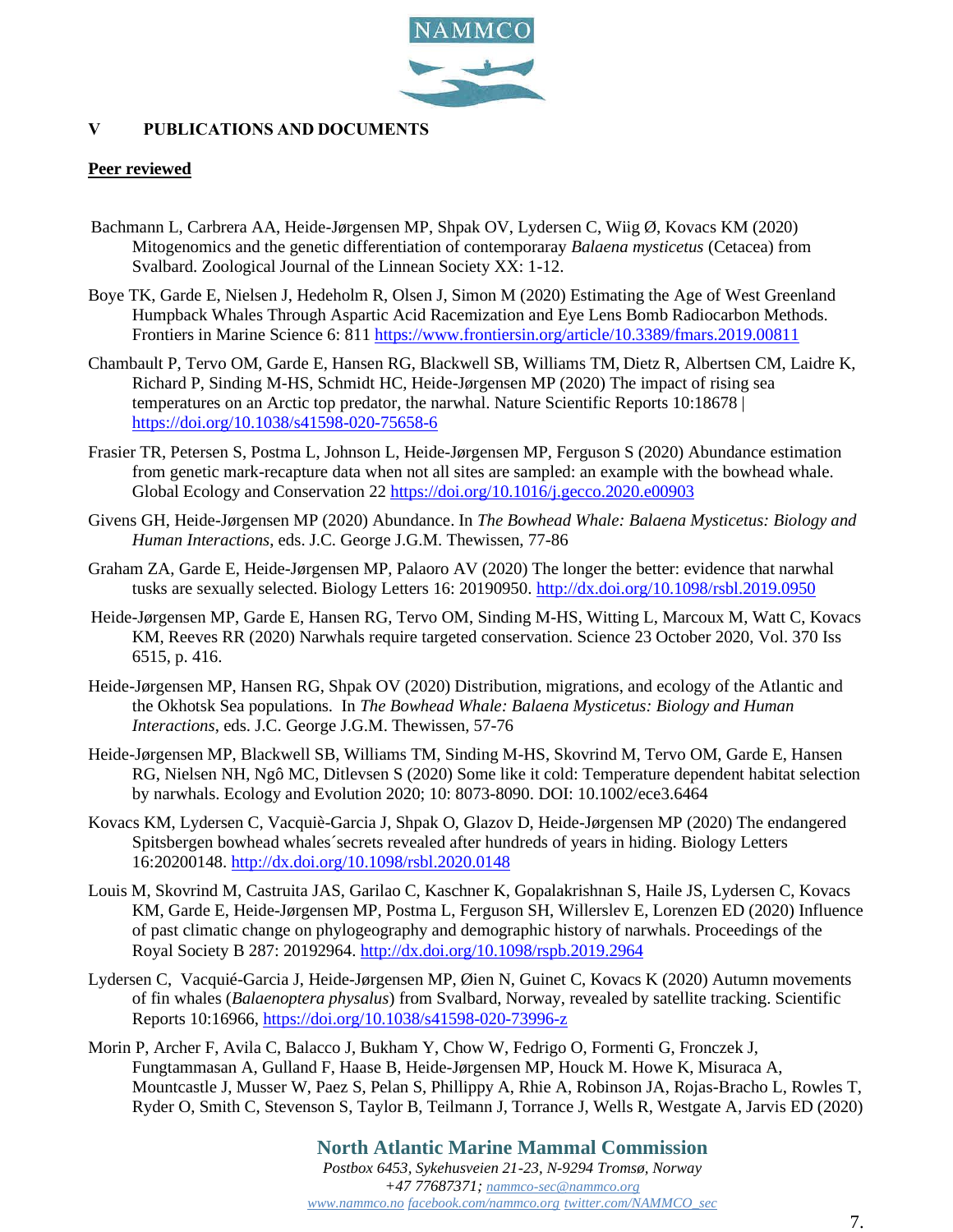## V PUBLICATIONS AND DOCUMENTS

**Peer reviewed**

Bachmann L, Carbrera AA, Heide-Jørgensen MP, Shpak OV, Lydersen C, Wiig Ø, Kovacs KM (2020) Mitogenomics and the genetic differentiation of contemporaray *Balaena mysticetus* (Cetacea) from Svalbard. Zoological Journal of the Linnean Society XX: 1-12.

Boye TK, Garde E, Nielsen J, Hedeholm R, Olsen J, Simon M (2020) Estimating the Age of West Greenland Humpback Whales Through Aspartic Acid Racemization and Eye Lens Bomb Radiocarbon Methods. Frontiers in Marine Science 6: 811 https://www.frontiersin.org/article/10.3389/fmars.2019.00811

Chambault P, Tervo OM, Garde E, Hansen RG, Blackwell SB, Williams TM, Dietz R, Albertsen CM, Laidre K, Richard P, Sinding M-HS, Schmidt HC, Heide-Jørgensen MP (2020) The impact of rising sea temperatures on an Arctic top predator, the narwhal. Nature Scientific Reports 10:18678 | https://doi.org/10.1038/s41598-020-75658-6

Frasier TR, Petersen S, Postma L, Johnson L, Heide-Jørgensen MP, Ferguson S (2020) Abundance estimation from genetic mark-recapture data when not all sites are sampled: an example with the bowhead whale. Global Ecology and Conservation 22 https://doi.org/10.1016/j.gecco.2020.e00903

Givens GH, Heide-Jørgensen MP (2020) Abundance. In *The Bowhead Whale: Balaena Mysticetus: Biology and Human Interactions*, eds. J.C. George J.G.M. Thewissen, 77-86

Graham ZA, Garde E, Heide-Jørgensen MP, Palaoro AV (2020) The longer the better: evidence that narwhal tusks are sexually selected. Biology Letters 16: 20190950. http://dx.doi.org/10.1098/rsbl.2019.0950

Heide-Jørgensen MP, Garde E, Hansen RG, Tervo OM, Sinding M-HS, Witting L, Marcoux M, Watt C, Kovacs KM, Reeves RR (2020) Narwhals require targeted conservation. Science 23 October 2020, Vol. 370 Iss 6515, p. 416.

Heide-Jørgensen MP, Hansen RG, Shpak OV (2020) Distribution, migrations, and ecology of the Atlantic and the Okhotsk Sea populations. In *The Bowhead Whale: Balaena Mysticetus: Biology and Human Interactions*, eds. J.C. George J.G.M. Thewissen, 57-76

Heide-Jørgensen MP, Blackwell SB, Williams TM, Sinding M-HS, Skovrind M, Tervo OM, Garde E, Hansen RG, Nielsen NH, Ngô MC, Ditlevsen S (2020) Some like it cold: Temperature dependent habitat selection by narwhals. Ecology and Evolution 2020; 10: 8073-8090. DOI: 10.1002/ece3.6464

Kovacs KM, Lydersen C, Vacquiè-Garcia J, Shpak O, Glazov D, Heide-Jørgensen MP (2020) The endangered Spitsbergen bowhead whales´secrets revealed after hundreds of years in hiding. Biology Letters 16:20200148. http://dx.doi.org/10.1098/rsbl.2020.0148

Louis M, Skovrind M, Castruita JAS, Garilao C, Kaschner K, Gopalakrishnan S, Haile JS, Lydersen C, Kovacs KM, Garde E, Heide-Jørgensen MP, Postma L, Ferguson SH, Willerslev E, Lorenzen ED (2020) Influence of past climatic change on phylogeography and demographic history of narwhals. Proceedings of the Royal Society B 287: 20192964. http://dx.doi.org/10.1098/rspb.2019.2964

Lydersen C, Vacquié-Garcia J, Heide-Jørgensen MP, Øien N, Guinet C, Kovacs K (2020) Autumn movements of fin whales (*Balaenoptera physalus*) from Svalbard, Norway, revealed by satellite tracking. Scientific Reports 10:16966, https://doi.org/10.1038/s41598-020-73996-z

Morin P, Archer F, Avila C, Balacco J, Bukham Y, Chow W, Fedrigo O, Formenti G, Fronczek J, Fungtammasan A, Gulland F, Haase B, Heide-Jørgensen MP, Houck M. Howe K, Misuraca A, Mountcastle J, Musser W, Paez S, Pelan S, Phillippy A, Rhie A, Robinson JA, Rojas-Bracho L, Rowles T, Ryder O, Smith C, Stevenson S, Taylor B, Teilmann J, Torrance J, Wells R, Westgate A, Jarvis ED (2020)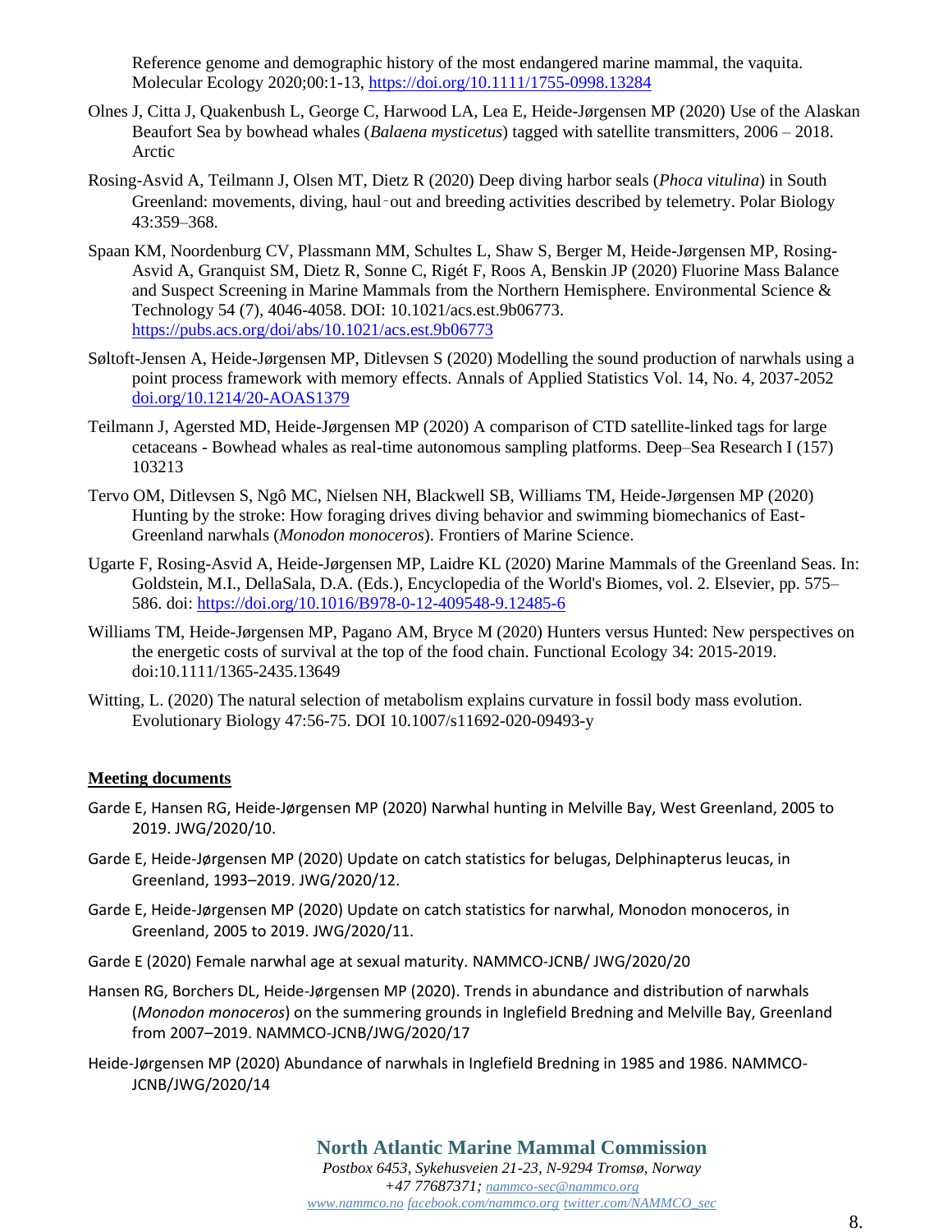Reference genome and demographic history of the most endangered marine mammal, the vaquita. Molecular Ecology 2020;00:1-13, https://doi.org/10.1111/1755-0998.13284

Olnes J, Citta J, Quakenbush L, George C, Harwood LA, Lea E, Heide-Jørgensen MP (2020) Use of the Alaskan Beaufort Sea by bowhead whales (*Balaena mysticetus*) tagged with satellite transmitters, 2006 – 2018. Arctic

Rosing-Asvid A, Teilmann J, Olsen MT, Dietz R (2020) Deep diving harbor seals (*Phoca vitulina*) in South Greenland: movements, diving, haul‑out and breeding activities described by telemetry. Polar Biology 43:359–368.

Spaan KM, Noordenburg CV, Plassmann MM, Schultes L, Shaw S, Berger M, Heide-Jørgensen MP, Rosing-Asvid A, Granquist SM, Dietz R, Sonne C, Rigét F, Roos A, Benskin JP (2020) Fluorine Mass Balance and Suspect Screening in Marine Mammals from the Northern Hemisphere. Environmental Science & Technology 54 (7), 4046-4058. DOI: 10.1021/acs.est.9b06773. https://pubs.acs.org/doi/abs/10.1021/acs.est.9b06773

Søltoft-Jensen A, Heide-Jørgensen MP, Ditlevsen S (2020) Modelling the sound production of narwhals using a point process framework with memory effects. Annals of Applied Statistics Vol. 14, No. 4, 2037-2052 doi.org/10.1214/20-AOAS1379

Teilmann J, Agersted MD, Heide-Jørgensen MP (2020) A comparison of CTD satellite-linked tags for large cetaceans - Bowhead whales as real-time autonomous sampling platforms. Deep–Sea Research I (157) 103213

Tervo OM, Ditlevsen S, Ngô MC, Nielsen NH, Blackwell SB, Williams TM, Heide-Jørgensen MP (2020) Hunting by the stroke: How foraging drives diving behavior and swimming biomechanics of East-Greenland narwhals (*Monodon monoceros*). Frontiers of Marine Science.

Ugarte F, Rosing-Asvid A, Heide-Jørgensen MP, Laidre KL (2020) Marine Mammals of the Greenland Seas. In: Goldstein, M.I., DellaSala, D.A. (Eds.), Encyclopedia of the World's Biomes, vol. 2. Elsevier, pp. 575–586. doi: https://doi.org/10.1016/B978-0-12-409548-9.12485-6

Williams TM, Heide-Jørgensen MP, Pagano AM, Bryce M (2020) Hunters versus Hunted: New perspectives on the energetic costs of survival at the top of the food chain. Functional Ecology 34: 2015-2019. doi:10.1111/1365-2435.13649

Witting, L. (2020) The natural selection of metabolism explains curvature in fossil body mass evolution. Evolutionary Biology 47:56-75. DOI 10.1007/s11692-020-09493-y

## Meeting documents

Garde E, Hansen RG, Heide-Jørgensen MP (2020) Narwhal hunting in Melville Bay, West Greenland, 2005 to 2019. JWG/2020/10.

Garde E, Heide-Jørgensen MP (2020) Update on catch statistics for belugas, Delphinapterus leucas, in Greenland, 1993–2019. JWG/2020/12.

Garde E, Heide-Jørgensen MP (2020) Update on catch statistics for narwhal, Monodon monoceros, in Greenland, 2005 to 2019. JWG/2020/11.

Garde E (2020) Female narwhal age at sexual maturity. NAMMCO-JCNB/ JWG/2020/20

Hansen RG, Borchers DL, Heide-Jørgensen MP (2020). Trends in abundance and distribution of narwhals (*Monodon monoceros*) on the summering grounds in Inglefield Bredning and Melville Bay, Greenland from 2007–2019. NAMMCO-JCNB/JWG/2020/17

Heide-Jørgensen MP (2020) Abundance of narwhals in Inglefield Bredning in 1985 and 1986. NAMMCO-JCNB/JWG/2020/14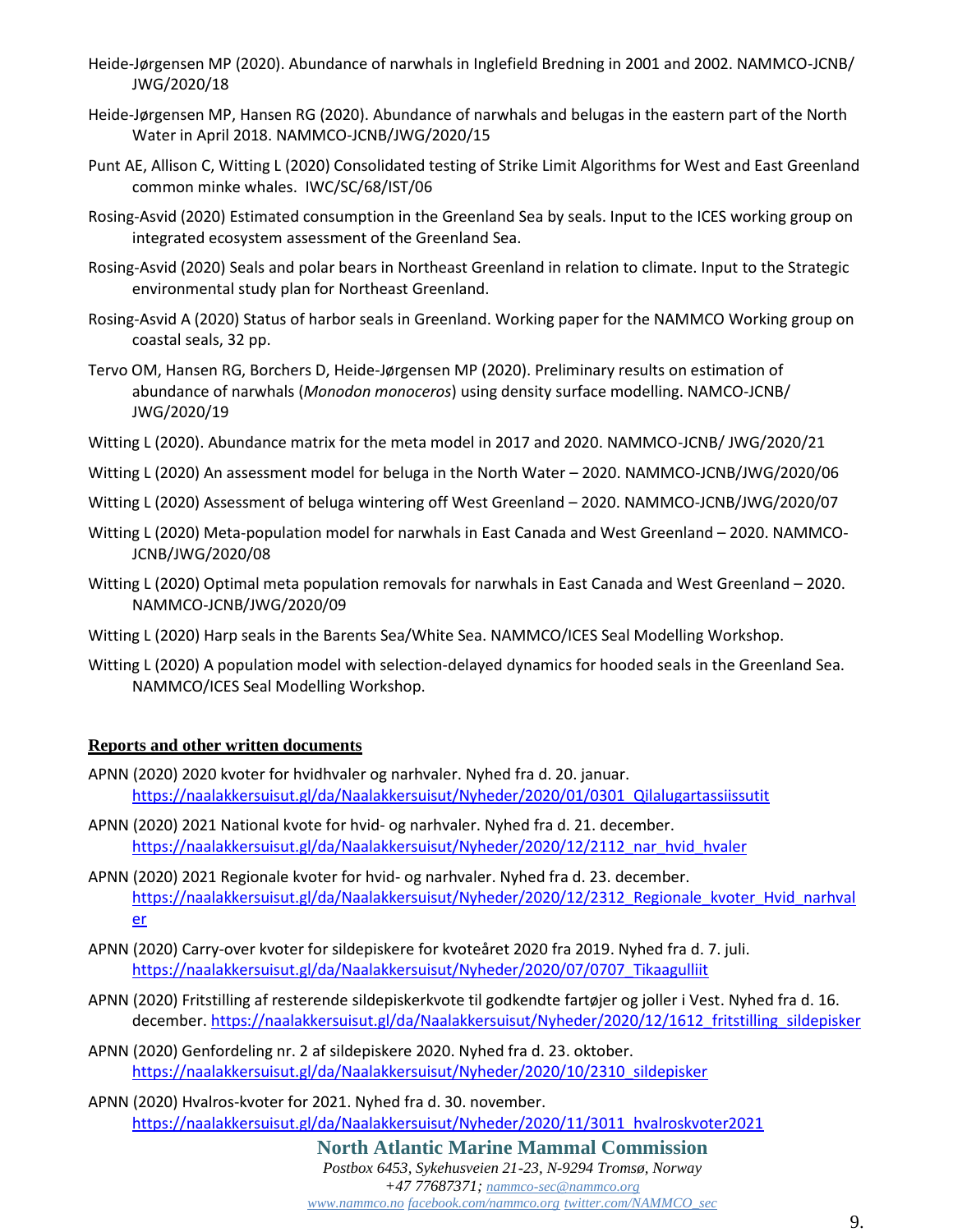Heide-Jørgensen MP (2020). Abundance of narwhals in Inglefield Bredning in 2001 and 2002. NAMMCO-JCNB/ JWG/2020/18

Heide-Jørgensen MP, Hansen RG (2020). Abundance of narwhals and belugas in the eastern part of the North Water in April 2018. NAMMCO-JCNB/JWG/2020/15

Punt AE, Allison C, Witting L (2020) Consolidated testing of Strike Limit Algorithms for West and East Greenland common minke whales. IWC/SC/68/IST/06

Rosing-Asvid (2020) Estimated consumption in the Greenland Sea by seals. Input to the ICES working group on integrated ecosystem assessment of the Greenland Sea.

Rosing-Asvid (2020) Seals and polar bears in Northeast Greenland in relation to climate. Input to the Strategic environmental study plan for Northeast Greenland.

Rosing-Asvid A (2020) Status of harbor seals in Greenland. Working paper for the NAMMCO Working group on coastal seals, 32 pp.

Tervo OM, Hansen RG, Borchers D, Heide-Jørgensen MP (2020). Preliminary results on estimation of abundance of narwhals (*Monodon monoceros*) using density surface modelling. NAMCO-JCNB/ JWG/2020/19

Witting L (2020). Abundance matrix for the meta model in 2017 and 2020. NAMMCO-JCNB/ JWG/2020/21

Witting L (2020) An assessment model for beluga in the North Water – 2020. NAMMCO-JCNB/JWG/2020/06

Witting L (2020) Assessment of beluga wintering off West Greenland – 2020. NAMMCO-JCNB/JWG/2020/07

Witting L (2020) Meta-population model for narwhals in East Canada and West Greenland – 2020. NAMMCO-JCNB/JWG/2020/08

Witting L (2020) Optimal meta population removals for narwhals in East Canada and West Greenland – 2020. NAMMCO-JCNB/JWG/2020/09

Witting L (2020) Harp seals in the Barents Sea/White Sea. NAMMCO/ICES Seal Modelling Workshop.

Witting L (2020) A population model with selection-delayed dynamics for hooded seals in the Greenland Sea. NAMMCO/ICES Seal Modelling Workshop.

## Reports and other written documents

APNN (2020) 2020 kvoter for hvidhvaler og narhvaler. Nyhed fra d. 20. januar. https://naalakkersuisut.gl/da/Naalakkersuisut/Nyheder/2020/01/0301_Qilalugartassiissutit

APNN (2020) 2021 National kvote for hvid- og narhvaler. Nyhed fra d. 21. december. https://naalakkersuisut.gl/da/Naalakkersuisut/Nyheder/2020/12/2112_nar_hvid_hvaler

APNN (2020) 2021 Regionale kvoter for hvid- og narhvaler. Nyhed fra d. 23. december. https://naalakkersuisut.gl/da/Naalakkersuisut/Nyheder/2020/12/2312_Regionale_kvoter_Hvid_narhvaler

APNN (2020) Carry-over kvoter for sildepiskere for kvoteåret 2020 fra 2019. Nyhed fra d. 7. juli. https://naalakkersuisut.gl/da/Naalakkersuisut/Nyheder/2020/07/0707_Tikaagulliit

APNN (2020) Fritstilling af resterende sildepiskerkvote til godkendte fartøjer og joller i Vest. Nyhed fra d. 16. december. https://naalakkersuisut.gl/da/Naalakkersuisut/Nyheder/2020/12/1612_fritstilling_sildepisker

APNN (2020) Genfordeling nr. 2 af sildepiskere 2020. Nyhed fra d. 23. oktober. https://naalakkersuisut.gl/da/Naalakkersuisut/Nyheder/2020/10/2310_sildepisker

APNN (2020) Hvalros-kvoter for 2021. Nyhed fra d. 30. november. https://naalakkersuisut.gl/da/Naalakkersuisut/Nyheder/2020/11/3011_hvalroskvoter2021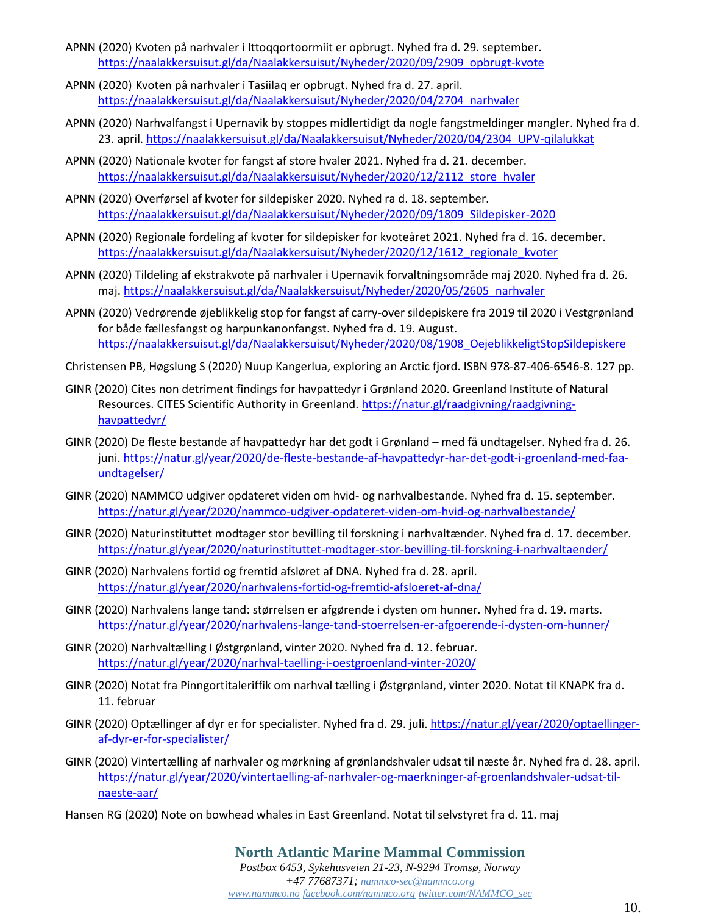APNN (2020) Kvoten på narhvaler i Ittoqqortoormiit er opbrugt. Nyhed fra d. 29. september. https://naalakkersuisut.gl/da/Naalakkersuisut/Nyheder/2020/09/2909_opbrugt-kvote

APNN (2020) Kvoten på narhvaler i Tasiilaq er opbrugt. Nyhed fra d. 27. april. https://naalakkersuisut.gl/da/Naalakkersuisut/Nyheder/2020/04/2704_narhvaler

APNN (2020) Narhvalfangst i Upernavik by stoppes midlertidigt da nogle fangstmeldinger mangler. Nyhed fra d. 23. april. https://naalakkersuisut.gl/da/Naalakkersuisut/Nyheder/2020/04/2304_UPV-qilalukkat

APNN (2020) Nationale kvoter for fangst af store hvaler 2021. Nyhed fra d. 21. december. https://naalakkersuisut.gl/da/Naalakkersuisut/Nyheder/2020/12/2112_store_hvaler

APNN (2020) Overførsel af kvoter for sildepisker 2020. Nyhed ra d. 18. september. https://naalakkersuisut.gl/da/Naalakkersuisut/Nyheder/2020/09/1809_Sildepisker-2020

APNN (2020) Regionale fordeling af kvoter for sildepisker for kvoteåret 2021. Nyhed fra d. 16. december. https://naalakkersuisut.gl/da/Naalakkersuisut/Nyheder/2020/12/1612_regionale_kvoter

APNN (2020) Tildeling af ekstrakvote på narhvaler i Upernavik forvaltningsområde maj 2020. Nyhed fra d. 26. maj. https://naalakkersuisut.gl/da/Naalakkersuisut/Nyheder/2020/05/2605_narhvaler

APNN (2020) Vedrørende øjeblikkelig stop for fangst af carry-over sildepiskere fra 2019 til 2020 i Vestgrønland for både fællesfangst og harpunkanonfangst. Nyhed fra d. 19. August. https://naalakkersuisut.gl/da/Naalakkersuisut/Nyheder/2020/08/1908_OejeblikkeligtStopSildepiskere

Christensen PB, Høgslung S (2020) Nuup Kangerlua, exploring an Arctic fjord. ISBN 978-87-406-6546-8. 127 pp.

GINR (2020) Cites non detriment findings for havpattedyr i Grønland 2020. Greenland Institute of Natural Resources. CITES Scientific Authority in Greenland. https://natur.gl/raadgivning/raadgivning-havpattedyr/

GINR (2020) De fleste bestande af havpattedyr har det godt i Grønland – med få undtagelser. Nyhed fra d. 26. juni. https://natur.gl/year/2020/de-fleste-bestande-af-havpattedyr-har-det-godt-i-groenland-med-faa-undtagelser/

GINR (2020) NAMMCO udgiver opdateret viden om hvid- og narhvalbestande. Nyhed fra d. 15. september. https://natur.gl/year/2020/nammco-udgiver-opdateret-viden-om-hvid-og-narhvalbestande/

GINR (2020) Naturinstituttet modtager stor bevilling til forskning i narhvaltænder. Nyhed fra d. 17. december. https://natur.gl/year/2020/naturinstituttet-modtager-stor-bevilling-til-forskning-i-narhvaltaender/

GINR (2020) Narhvalens fortid og fremtid afsløret af DNA. Nyhed fra d. 28. april. https://natur.gl/year/2020/narhvalens-fortid-og-fremtid-afsloeret-af-dna/

GINR (2020) Narhvalens lange tand: størrelsen er afgørende i dysten om hunner. Nyhed fra d. 19. marts. https://natur.gl/year/2020/narhvalens-lange-tand-stoerrelsen-er-afgoerende-i-dysten-om-hunner/

GINR (2020) Narhvaltælling I Østgrønland, vinter 2020. Nyhed fra d. 12. februar. https://natur.gl/year/2020/narhval-taelling-i-oestgroenland-vinter-2020/

GINR (2020) Notat fra Pinngortitaleriffik om narhval tælling i Østgrønland, vinter 2020. Notat til KNAPK fra d. 11. februar

GINR (2020) Optællinger af dyr er for specialister. Nyhed fra d. 29. juli. https://natur.gl/year/2020/optaellinger-af-dyr-er-for-specialister/

GINR (2020) Vintertælling af narhvaler og mørkning af grønlandshvaler udsat til næste år. Nyhed fra d. 28. april. https://natur.gl/year/2020/vintertaelling-af-narhvaler-og-maerkninger-af-groenlandshvaler-udsat-til-naeste-aar/

Hansen RG (2020) Note on bowhead whales in East Greenland. Notat til selvstyret fra d. 11. maj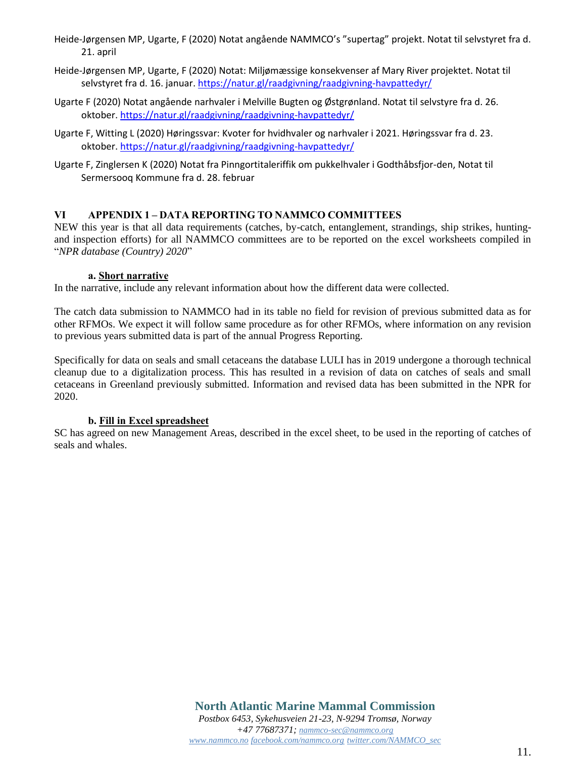Heide-Jørgensen MP, Ugarte, F (2020) Notat angående NAMMCO's "supertag" projekt. Notat til selvstyret fra d. 21. april

Heide-Jørgensen MP, Ugarte, F (2020) Notat: Miljømæssige konsekvenser af Mary River projektet. Notat til selvstyret fra d. 16. januar. https://natur.gl/raadgivning/raadgivning-havpattedyr/

Ugarte F (2020) Notat angående narhvaler i Melville Bugten og Østgrønland. Notat til selvstyre fra d. 26. oktober. https://natur.gl/raadgivning/raadgivning-havpattedyr/

Ugarte F, Witting L (2020) Høringssvar: Kvoter for hvidhvaler og narhvaler i 2021. Høringssvar fra d. 23. oktober. https://natur.gl/raadgivning/raadgivning-havpattedyr/

Ugarte F, Zinglersen K (2020) Notat fra Pinngortitaleriffik om pukkelhvaler i Godthåbsfjor-den, Notat til Sermersooq Kommune fra d. 28. februar

## VI APPENDIX 1 – DATA REPORTING TO NAMMCO COMMITTEES

NEW this year is that all data requirements (catches, by-catch, entanglement, strandings, ship strikes, hunting- and inspection efforts) for all NAMMCO committees are to be reported on the excel worksheets compiled in "*NPR database (Country) 2020*"

### a. Short narrative

In the narrative, include any relevant information about how the different data were collected.

The catch data submission to NAMMCO had in its table no field for revision of previous submitted data as for other RFMOs. We expect it will follow same procedure as for other RFMOs, where information on any revision to previous years submitted data is part of the annual Progress Reporting.

Specifically for data on seals and small cetaceans the database LULI has in 2019 undergone a thorough technical cleanup due to a digitalization process. This has resulted in a revision of data on catches of seals and small cetaceans in Greenland previously submitted. Information and revised data has been submitted in the NPR for 2020.

### b. Fill in Excel spreadsheet

SC has agreed on new Management Areas, described in the excel sheet, to be used in the reporting of catches of seals and whales.